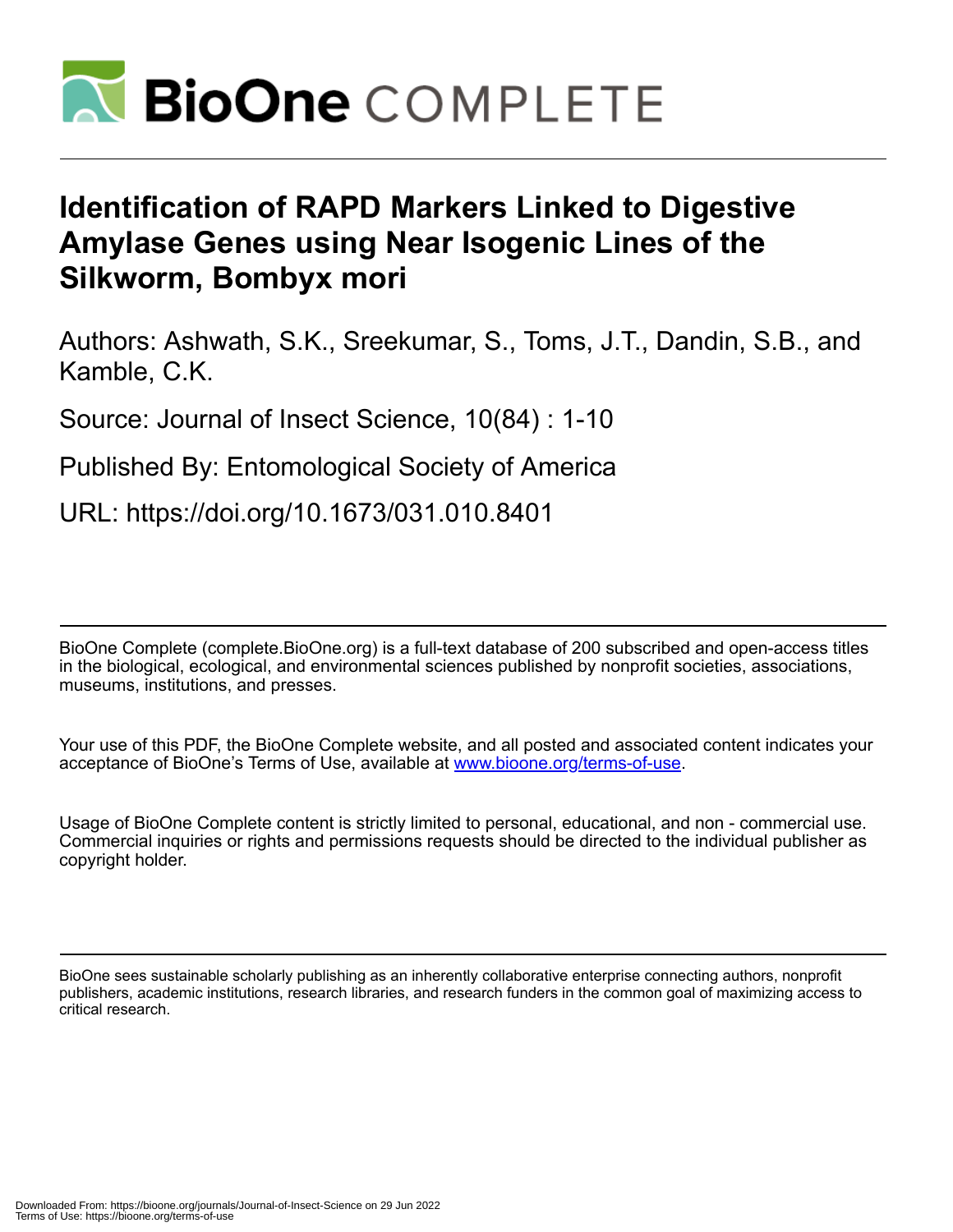# Identification of RAPD Markers Linked to Digestive Amylase Genes using Near Isogenic Lines of the Silkworm, Bombyx mori

Authors: Ashwath, S.K., Sreekumar, S., Toms, J.T., Dandin, S.B., and Kamble, C.K.

Source: Journal of Insect Science, 10(84) : 1-10

Published By: Entomological Society of America

URL: https://doi.org/10.1673/031.010.8401

BioOne Complete (complete.BioOne.org) is a full-text database of 200 subscribed and open-access titles in the biological, ecological, and environmental sciences published by nonprofit societies, associations, museums, institutions, and presses.

Your use of this PDF, the BioOne Complete website, and all posted and associated content indicates your acceptance of BioOne's Terms of Use, available at www.bioone.org/terms-of-use.

Usage of BioOne Complete content is strictly limited to personal, educational, and non - commercial use. Commercial inquiries or rights and permissions requests should be directed to the individual publisher as copyright holder.

BioOne sees sustainable scholarly publishing as an inherently collaborative enterprise connecting authors, nonprofit publishers, academic institutions, research libraries, and research funders in the common goal of maximizing access to critical research.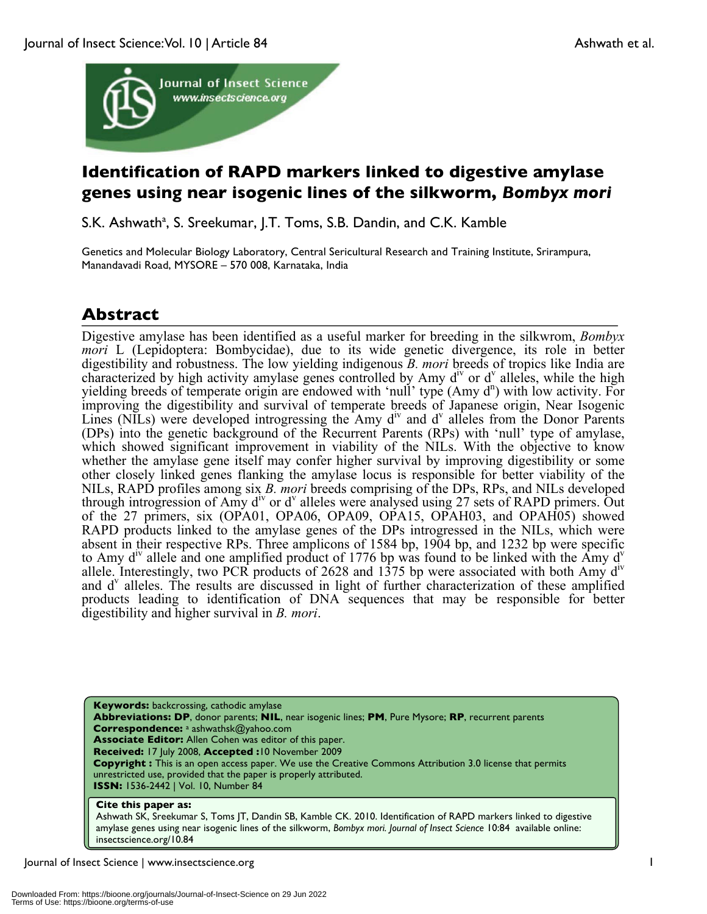# Identification of RAPD markers linked to digestive amylase genes using near isogenic lines of the silkworm, *Bombyx mori*

S.K. Ashwath[a], S. Sreekumar, J.T. Toms, S.B. Dandin, and C.K. Kamble

Genetics and Molecular Biology Laboratory, Central Sericultural Research and Training Institute, Srirampura, Manandavadi Road, MYSORE – 570 008, Karnataka, India

## Abstract

Digestive amylase has been identified as a useful marker for breeding in the silkwrom, *Bombyx mori* L (Lepidoptera: Bombycidae), due to its wide genetic divergence, its role in better digestibility and robustness. The low yielding indigenous *B. mori* breeds of tropics like India are characterized by high activity amylase genes controlled by Amy $d^{iv}$ or $d^{v}$ alleles, while the high yielding breeds of temperate origin are endowed with 'null' type (Amy $d^{n}$) with low activity. For improving the digestibility and survival of temperate breeds of Japanese origin, Near Isogenic Lines (NILs) were developed introgressing the Amy $d^{iv}$ and $d^{v}$ alleles from the Donor Parents (DPs) into the genetic background of the Recurrent Parents (RPs) with 'null' type of amylase, which showed significant improvement in viability of the NILs. With the objective to know whether the amylase gene itself may confer higher survival by improving digestibility or some other closely linked genes flanking the amylase locus is responsible for better viability of the NILs, RAPD profiles among six *B. mori* breeds comprising of the DPs, RPs, and NILs developed through introgression of Amy $d^{iv}$ or $d^{v}$ alleles were analysed using 27 sets of RAPD primers. Out of the 27 primers, six (OPA01, OPA06, OPA09, OPA15, OPAH03, and OPAH05) showed RAPD products linked to the amylase genes of the DPs introgressed in the NILs, which were absent in their respective RPs. Three amplicons of 1584 bp, 1904 bp, and 1232 bp were specific to Amy $d^{iv}$ allele and one amplified product of 1776 bp was found to be linked with the Amy $d^{v}$ allele. Interestingly, two PCR products of 2628 and 1375 bp were associated with both Amy $d^{iv}$ and $d^{v}$ alleles. The results are discussed in light of further characterization of these amplified products leading to identification of DNA sequences that may be responsible for better digestibility and higher survival in *B. mori*.

**Keywords:** backcrossing, cathodic amylase
**Abbreviations: DP**, donor parents; **NIL**, near isogenic lines; **PM**, Pure Mysore; **RP**, recurrent parents
**Correspondence:** [a] ashwathsk@yahoo.com
**Associate Editor:** Allen Cohen was editor of this paper.
**Received:** 17 July 2008, **Accepted :** 10 November 2009
**Copyright :** This is an open access paper. We use the Creative Commons Attribution 3.0 license that permits unrestricted use, provided that the paper is properly attributed.
**ISSN:** 1536-2442 | Vol. 10, Number 84

**Cite this paper as:**
Ashwath SK, Sreekumar S, Toms JT, Dandin SB, Kamble CK. 2010. Identification of RAPD markers linked to digestive amylase genes using near isogenic lines of the silkworm, *Bombyx mori. Journal of Insect Science* 10:84 available online: insectscience.org/10.84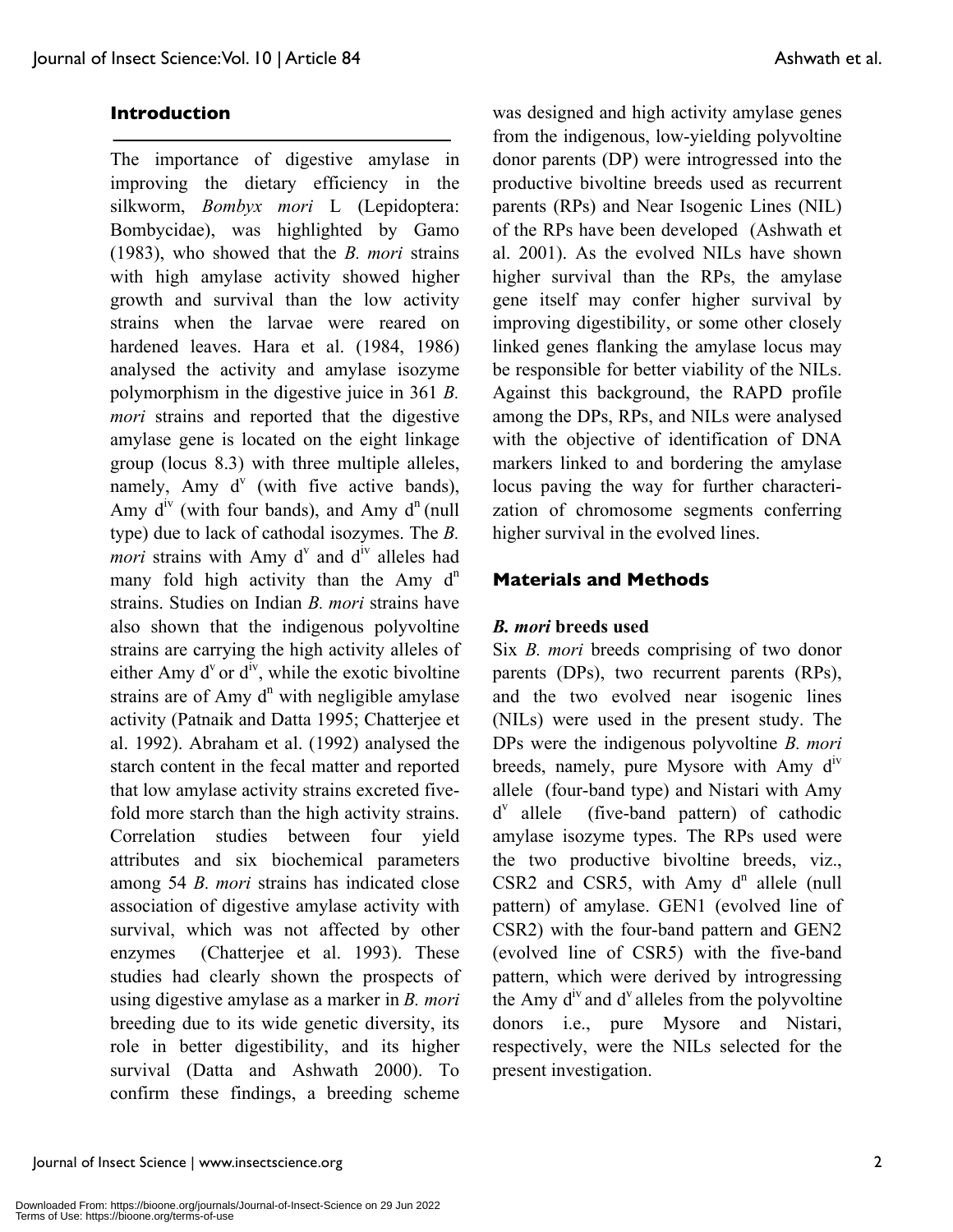## Introduction

The importance of digestive amylase in improving the dietary efficiency in the silkworm, *Bombyx mori* L (Lepidoptera: Bombycidae), was highlighted by Gamo (1983), who showed that the *B. mori* strains with high amylase activity showed higher growth and survival than the low activity strains when the larvae were reared on hardened leaves. Hara et al. (1984, 1986) analysed the activity and amylase isozyme polymorphism in the digestive juice in 361 *B. mori* strains and reported that the digestive amylase gene is located on the eight linkage group (locus 8.3) with three multiple alleles, namely, Amy $d^v$ (with five active bands), Amy $d^{iv}$ (with four bands), and Amy $d^n$ (null type) due to lack of cathodal isozymes. The *B. mori* strains with Amy $d^v$ and $d^{iv}$ alleles had many fold high activity than the Amy $d^n$ strains. Studies on Indian *B. mori* strains have also shown that the indigenous polyvoltine strains are carrying the high activity alleles of either Amy $d^v$ or $d^{iv}$, while the exotic bivoltine strains are of Amy $d^n$ with negligible amylase activity (Patnaik and Datta 1995; Chatterjee et al. 1992). Abraham et al. (1992) analysed the starch content in the fecal matter and reported that low amylase activity strains excreted five-fold more starch than the high activity strains. Correlation studies between four yield attributes and six biochemical parameters among 54 *B. mori* strains has indicated close association of digestive amylase activity with survival, which was not affected by other enzymes (Chatterjee et al. 1993). These studies had clearly shown the prospects of using digestive amylase as a marker in *B. mori* breeding due to its wide genetic diversity, its role in better digestibility, and its higher survival (Datta and Ashwath 2000). To confirm these findings, a breeding scheme was designed and high activity amylase genes from the indigenous, low-yielding polyvoltine donor parents (DP) were introgressed into the productive bivoltine breeds used as recurrent parents (RPs) and Near Isogenic Lines (NIL) of the RPs have been developed (Ashwath et al. 2001). As the evolved NILs have shown higher survival than the RPs, the amylase gene itself may confer higher survival by improving digestibility, or some other closely linked genes flanking the amylase locus may be responsible for better viability of the NILs. Against this background, the RAPD profile among the DPs, RPs, and NILs were analysed with the objective of identification of DNA markers linked to and bordering the amylase locus paving the way for further characterization of chromosome segments conferring higher survival in the evolved lines.

## Materials and Methods

### *B. mori* breeds used

Six *B. mori* breeds comprising of two donor parents (DPs), two recurrent parents (RPs), and the two evolved near isogenic lines (NILs) were used in the present study. The DPs were the indigenous polyvoltine *B. mori* breeds, namely, pure Mysore with Amy $d^{iv}$ allele (four-band type) and Nistari with Amy $d^v$ allele (five-band pattern) of cathodic amylase isozyme types. The RPs used were the two productive bivoltine breeds, viz., CSR2 and CSR5, with Amy $d^n$ allele (null pattern) of amylase. GEN1 (evolved line of CSR2) with the four-band pattern and GEN2 (evolved line of CSR5) with the five-band pattern, which were derived by introgressing the Amy $d^{iv}$ and $d^v$ alleles from the polyvoltine donors i.e., pure Mysore and Nistari, respectively, were the NILs selected for the present investigation.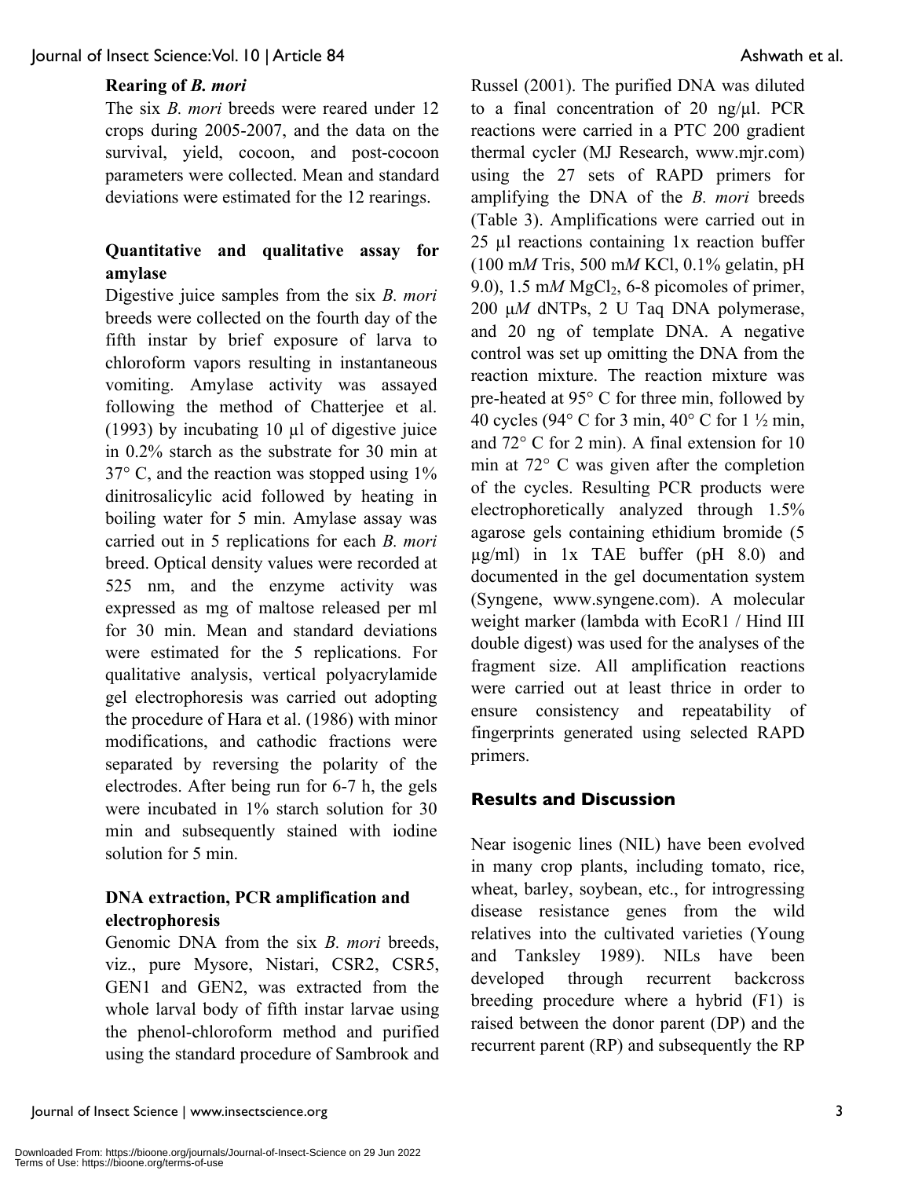### Rearing of *B. mori*

The six *B. mori* breeds were reared under 12 crops during 2005-2007, and the data on the survival, yield, cocoon, and post-cocoon parameters were collected. Mean and standard deviations were estimated for the 12 rearings.

### Quantitative and qualitative assay for amylase

Digestive juice samples from the six *B. mori* breeds were collected on the fourth day of the fifth instar by brief exposure of larva to chloroform vapors resulting in instantaneous vomiting. Amylase activity was assayed following the method of Chatterjee et al. (1993) by incubating 10 µl of digestive juice in 0.2% starch as the substrate for 30 min at 37° C, and the reaction was stopped using 1% dinitrosalicylic acid followed by heating in boiling water for 5 min. Amylase assay was carried out in 5 replications for each *B. mori* breed. Optical density values were recorded at 525 nm, and the enzyme activity was expressed as mg of maltose released per ml for 30 min. Mean and standard deviations were estimated for the 5 replications. For qualitative analysis, vertical polyacrylamide gel electrophoresis was carried out adopting the procedure of Hara et al. (1986) with minor modifications, and cathodic fractions were separated by reversing the polarity of the electrodes. After being run for 6-7 h, the gels were incubated in 1% starch solution for 30 min and subsequently stained with iodine solution for 5 min.

### DNA extraction, PCR amplification and electrophoresis

Genomic DNA from the six *B. mori* breeds, viz., pure Mysore, Nistari, CSR2, CSR5, GEN1 and GEN2, was extracted from the whole larval body of fifth instar larvae using the phenol-chloroform method and purified using the standard procedure of Sambrook and Russel (2001). The purified DNA was diluted to a final concentration of 20 ng/µl. PCR reactions were carried in a PTC 200 gradient thermal cycler (MJ Research, www.mjr.com) using the 27 sets of RAPD primers for amplifying the DNA of the *B. mori* breeds (Table 3). Amplifications were carried out in 25 µl reactions containing 1x reaction buffer (100 m*M* Tris, 500 m*M* KCl, 0.1% gelatin, pH 9.0), 1.5 m*M* $MgCl_2$, 6-8 picomoles of primer, 200 µ*M* dNTPs, 2 U Taq DNA polymerase, and 20 ng of template DNA. A negative control was set up omitting the DNA from the reaction mixture. The reaction mixture was pre-heated at 95° C for three min, followed by 40 cycles (94° C for 3 min, 40° C for 1 ½ min, and 72° C for 2 min). A final extension for 10 min at 72° C was given after the completion of the cycles. Resulting PCR products were electrophoretically analyzed through 1.5% agarose gels containing ethidium bromide (5 µg/ml) in 1x TAE buffer (pH 8.0) and documented in the gel documentation system (Syngene, www.syngene.com). A molecular weight marker (lambda with EcoR1 / Hind III double digest) was used for the analyses of the fragment size. All amplification reactions were carried out at least thrice in order to ensure consistency and repeatability of fingerprints generated using selected RAPD primers.

## Results and Discussion

Near isogenic lines (NIL) have been evolved in many crop plants, including tomato, rice, wheat, barley, soybean, etc., for introgressing disease resistance genes from the wild relatives into the cultivated varieties (Young and Tanksley 1989). NILs have been developed through recurrent backcross breeding procedure where a hybrid (F1) is raised between the donor parent (DP) and the recurrent parent (RP) and subsequently the RP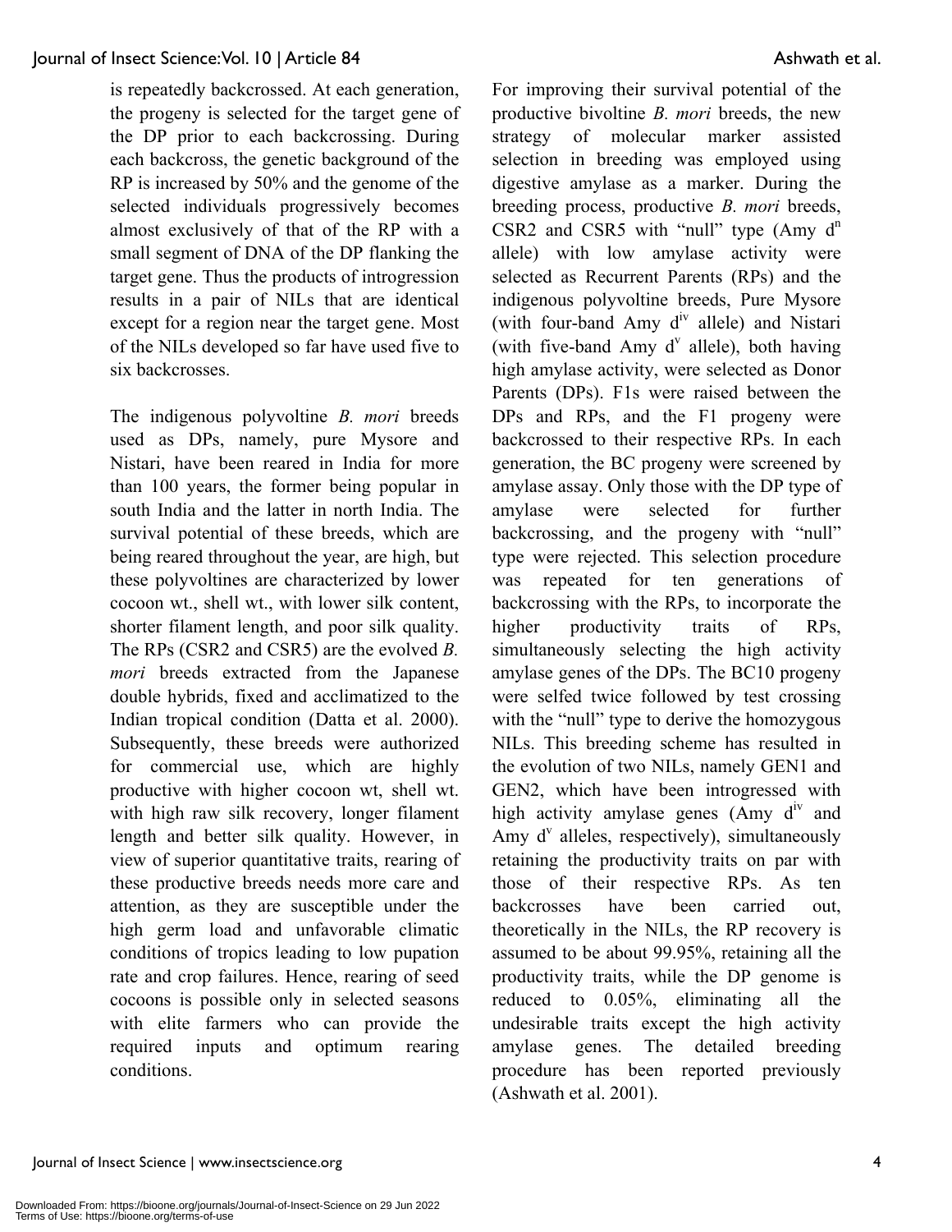is repeatedly backcrossed. At each generation, the progeny is selected for the target gene of the DP prior to each backcrossing. During each backcross, the genetic background of the RP is increased by 50% and the genome of the selected individuals progressively becomes almost exclusively of that of the RP with a small segment of DNA of the DP flanking the target gene. Thus the products of introgression results in a pair of NILs that are identical except for a region near the target gene. Most of the NILs developed so far have used five to six backcrosses.

The indigenous polyvoltine *B. mori* breeds used as DPs, namely, pure Mysore and Nistari, have been reared in India for more than 100 years, the former being popular in south India and the latter in north India. The survival potential of these breeds, which are being reared throughout the year, are high, but these polyvoltines are characterized by lower cocoon wt., shell wt., with lower silk content, shorter filament length, and poor silk quality. The RPs (CSR2 and CSR5) are the evolved *B. mori* breeds extracted from the Japanese double hybrids, fixed and acclimatized to the Indian tropical condition (Datta et al. 2000). Subsequently, these breeds were authorized for commercial use, which are highly productive with higher cocoon wt, shell wt. with high raw silk recovery, longer filament length and better silk quality. However, in view of superior quantitative traits, rearing of these productive breeds needs more care and attention, as they are susceptible under the high germ load and unfavorable climatic conditions of tropics leading to low pupation rate and crop failures. Hence, rearing of seed cocoons is possible only in selected seasons with elite farmers who can provide the required inputs and optimum rearing conditions.

For improving their survival potential of the productive bivoltine *B. mori* breeds, the new strategy of molecular marker assisted selection in breeding was employed using digestive amylase as a marker. During the breeding process, productive *B. mori* breeds, CSR2 and CSR5 with "null" type (Amy $d^{n}$ allele) with low amylase activity were selected as Recurrent Parents (RPs) and the indigenous polyvoltine breeds, Pure Mysore (with four-band Amy $d^{iv}$ allele) and Nistari (with five-band Amy $d^{v}$ allele), both having high amylase activity, were selected as Donor Parents (DPs). F1s were raised between the DPs and RPs, and the F1 progeny were backcrossed to their respective RPs. In each generation, the BC progeny were screened by amylase assay. Only those with the DP type of amylase were selected for further backcrossing, and the progeny with "null" type were rejected. This selection procedure was repeated for ten generations of backcrossing with the RPs, to incorporate the higher productivity traits of RPs, simultaneously selecting the high activity amylase genes of the DPs. The BC10 progeny were selfed twice followed by test crossing with the "null" type to derive the homozygous NILs. This breeding scheme has resulted in the evolution of two NILs, namely GEN1 and GEN2, which have been introgressed with high activity amylase genes (Amy $d^{iv}$ and Amy $d^{v}$ alleles, respectively), simultaneously retaining the productivity traits on par with those of their respective RPs. As ten backcrosses have been carried out, theoretically in the NILs, the RP recovery is assumed to be about 99.95%, retaining all the productivity traits, while the DP genome is reduced to 0.05%, eliminating all the undesirable traits except the high activity amylase genes. The detailed breeding procedure has been reported previously (Ashwath et al. 2001).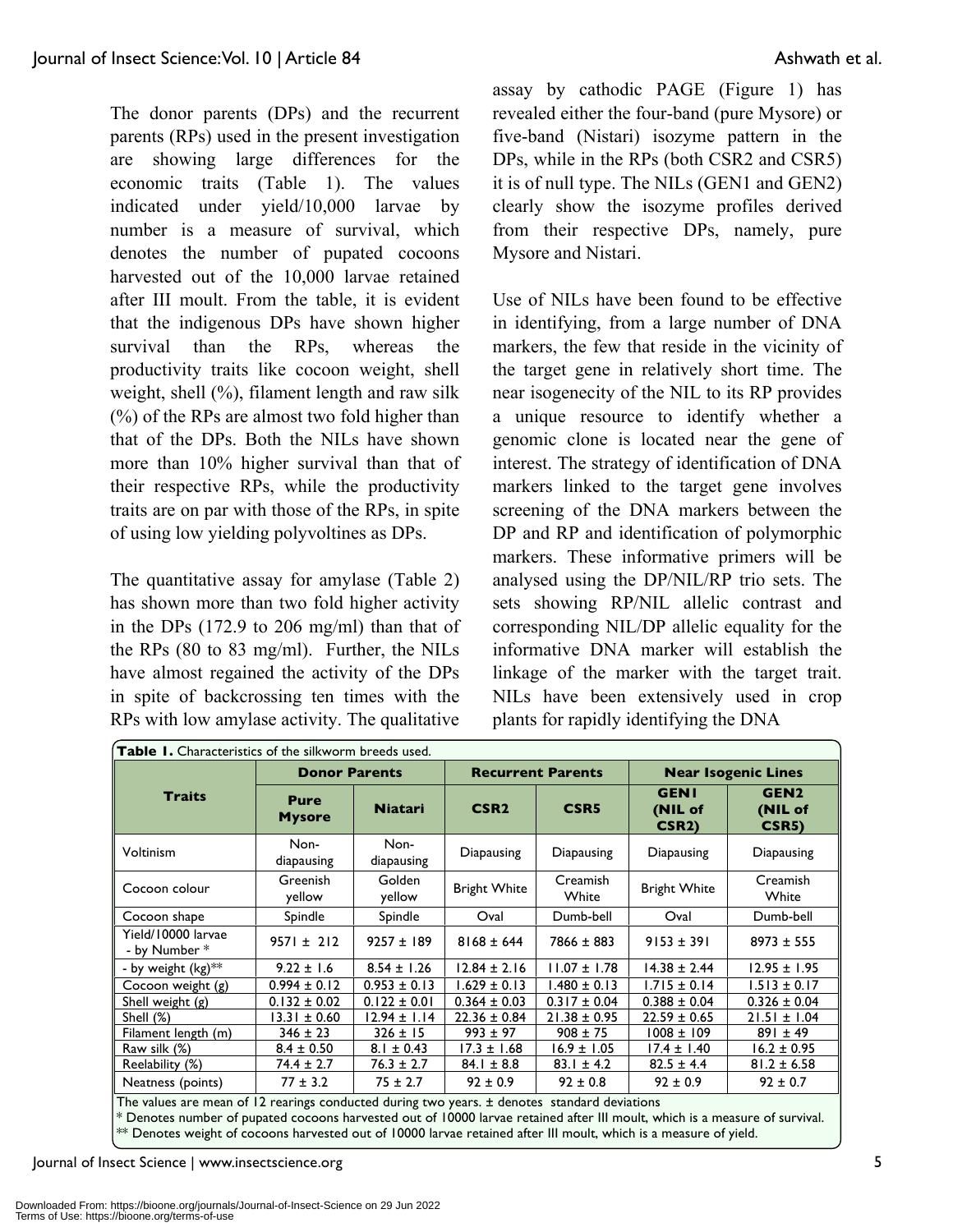The donor parents (DPs) and the recurrent parents (RPs) used in the present investigation are showing large differences for the economic traits (Table 1). The values indicated under yield/10,000 larvae by number is a measure of survival, which denotes the number of pupated cocoons harvested out of the 10,000 larvae retained after III moult. From the table, it is evident that the indigenous DPs have shown higher survival than the RPs, whereas the productivity traits like cocoon weight, shell weight, shell (%), filament length and raw silk (%) of the RPs are almost two fold higher than that of the DPs. Both the NILs have shown more than 10% higher survival than that of their respective RPs, while the productivity traits are on par with those of the RPs, in spite of using low yielding polyvoltines as DPs.

The quantitative assay for amylase (Table 2) has shown more than two fold higher activity in the DPs (172.9 to 206 mg/ml) than that of the RPs (80 to 83 mg/ml). Further, the NILs have almost regained the activity of the DPs in spite of backcrossing ten times with the RPs with low amylase activity. The qualitative assay by cathodic PAGE (Figure 1) has revealed either the four-band (pure Mysore) or five-band (Nistari) isozyme pattern in the DPs, while in the RPs (both CSR2 and CSR5) it is of null type. The NILs (GEN1 and GEN2) clearly show the isozyme profiles derived from their respective DPs, namely, pure Mysore and Nistari.

Use of NILs have been found to be effective in identifying, from a large number of DNA markers, the few that reside in the vicinity of the target gene in relatively short time. The near isogenecity of the NIL to its RP provides a unique resource to identify whether a genomic clone is located near the gene of interest. The strategy of identification of DNA markers linked to the target gene involves screening of the DNA markers between the DP and RP and identification of polymorphic markers. These informative primers will be analysed using the DP/NIL/RP trio sets. The sets showing RP/NIL allelic contrast and corresponding NIL/DP allelic equality for the informative DNA marker will establish the linkage of the marker with the target trait. NILs have been extensively used in crop plants for rapidly identifying the DNA

**Table 1.** Characteristics of the silkworm breeds used.

| Traits | Donor Parents | | Recurrent Parents | | Near Isogenic Lines | |
|---|---|---|---|---|---|---|
| | Pure Mysore | Niatari | CSR2 | CSR5 | GEN1 (NIL of CSR2) | GEN2 (NIL of CSR5) |
| Voltinism | Non-diapausing | Non-diapausing | Diapausing | Diapausing | Diapausing | Diapausing |
| Cocoon colour | Greenish yellow | Golden yellow | Bright White | Creamish White | Bright White | Creamish White |
| Cocoon shape | Spindle | Spindle | Oval | Dumb-bell | Oval | Dumb-bell |
| Yield/10000 larvae - by Number * | 9571 ± 212 | 9257 ± 189 | 8168 ± 644 | 7866 ± 883 | 9153 ± 391 | 8973 ± 555 |
| - by weight (kg)** | 9.22 ± 1.6 | 8.54 ± 1.26 | 12.84 ± 2.16 | 11.07 ± 1.78 | 14.38 ± 2.44 | 12.95 ± 1.95 |
| Cocoon weight (g) | 0.994 ± 0.12 | 0.953 ± 0.13 | 1.629 ± 0.13 | 1.480 ± 0.13 | 1.715 ± 0.14 | 1.513 ± 0.17 |
| Shell weight (g) | 0.132 ± 0.02 | 0.122 ± 0.01 | 0.364 ± 0.03 | 0.317 ± 0.04 | 0.388 ± 0.04 | 0.326 ± 0.04 |
| Shell (%) | 13.31 ± 0.60 | 12.94 ± 1.14 | 22.36 ± 0.84 | 21.38 ± 0.95 | 22.59 ± 0.65 | 21.51 ± 1.04 |
| Filament length (m) | 346 ± 23 | 326 ± 15 | 993 ± 97 | 908 ± 75 | 1008 ± 109 | 891 ± 49 |
| Raw silk (%) | 8.4 ± 0.50 | 8.1 ± 0.43 | 17.3 ± 1.68 | 16.9 ± 1.05 | 17.4 ± 1.40 | 16.2 ± 0.95 |
| Reelability (%) | 74.4 ± 2.7 | 76.3 ± 2.7 | 84.1 ± 8.8 | 83.1 ± 4.2 | 82.5 ± 4.4 | 81.2 ± 6.58 |
| Neatness (points) | 77 ± 3.2 | 75 ± 2.7 | 92 ± 0.9 | 92 ± 0.8 | 92 ± 0.9 | 92 ± 0.7 |

The values are mean of 12 rearings conducted during two years. ± denotes standard deviations
* Denotes number of pupated cocoons harvested out of 10000 larvae retained after III moult, which is a measure of survival.
** Denotes weight of cocoons harvested out of 10000 larvae retained after III moult, which is a measure of yield.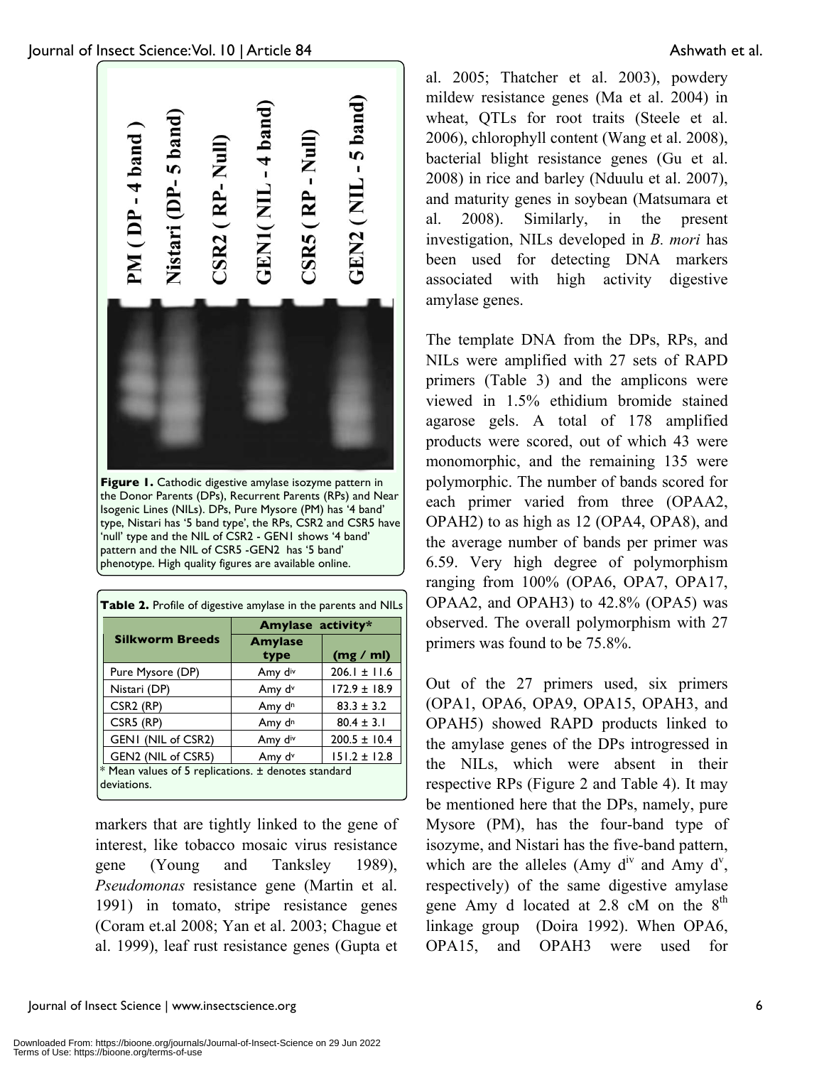**Figure 1.** Cathodic digestive amylase isozyme pattern in the Donor Parents (DPs), Recurrent Parents (RPs) and Near Isogenic Lines (NILs). DPs, Pure Mysore (PM) has '4 band' type, Nistari has '5 band type', the RPs, CSR2 and CSR5 have 'null' type and the NIL of CSR2 - GEN1 shows '4 band' pattern and the NIL of CSR5 -GEN2 has '5 band' phenotype. High quality figures are available online.

**Table 2.** Profile of digestive amylase in the parents and NILs

| Silkworm Breeds | Amylase activity* | |
|---|---|---|
| | Amylase type | (mg / ml) |
| Pure Mysore (DP) | Amy $d^{iv}$ | 206.1 ± 11.6 |
| Nistari (DP) | Amy $d^{v}$ | 172.9 ± 18.9 |
| CSR2 (RP) | Amy $d^{n}$ | 83.3 ± 3.2 |
| CSR5 (RP) | Amy $d^{n}$ | 80.4 ± 3.1 |
| GEN1 (NIL of CSR2) | Amy $d^{iv}$ | 200.5 ± 10.4 |
| GEN2 (NIL of CSR5) | Amy $d^{v}$ | 151.2 ± 12.8 |

\* Mean values of 5 replications. ± denotes standard deviations.

markers that are tightly linked to the gene of interest, like tobacco mosaic virus resistance gene (Young and Tanksley 1989), *Pseudomonas* resistance gene (Martin et al. 1991) in tomato, stripe resistance genes (Coram et.al 2008; Yan et al. 2003; Chague et al. 1999), leaf rust resistance genes (Gupta et al. 2005; Thatcher et al. 2003), powdery mildew resistance genes (Ma et al. 2004) in wheat, QTLs for root traits (Steele et al. 2006), chlorophyll content (Wang et al. 2008), bacterial blight resistance genes (Gu et al. 2008) in rice and barley (Nduulu et al. 2007), and maturity genes in soybean (Matsumara et al. 2008). Similarly, in the present investigation, NILs developed in *B. mori* has been used for detecting DNA markers associated with high activity digestive amylase genes.

The template DNA from the DPs, RPs, and NILs were amplified with 27 sets of RAPD primers (Table 3) and the amplicons were viewed in 1.5% ethidium bromide stained agarose gels. A total of 178 amplified products were scored, out of which 43 were monomorphic, and the remaining 135 were polymorphic. The number of bands scored for each primer varied from three (OPAA2, OPAH2) to as high as 12 (OPA4, OPA8), and the average number of bands per primer was 6.59. Very high degree of polymorphism ranging from 100% (OPA6, OPA7, OPA17, OPAA2, and OPAH3) to 42.8% (OPA5) was observed. The overall polymorphism with 27 primers was found to be 75.8%.

Out of the 27 primers used, six primers (OPA1, OPA6, OPA9, OPA15, OPAH3, and OPAH5) showed RAPD products linked to the amylase genes of the DPs introgressed in the NILs, which were absent in their respective RPs (Figure 2 and Table 4). It may be mentioned here that the DPs, namely, pure Mysore (PM), has the four-band type of isozyme, and Nistari has the five-band pattern, which are the alleles (Amy $d^{iv}$ and Amy $d^{v}$, respectively) of the same digestive amylase gene Amy d located at 2.8 cM on the 8th linkage group (Doira 1992). When OPA6, OPA15, and OPAH3 were used for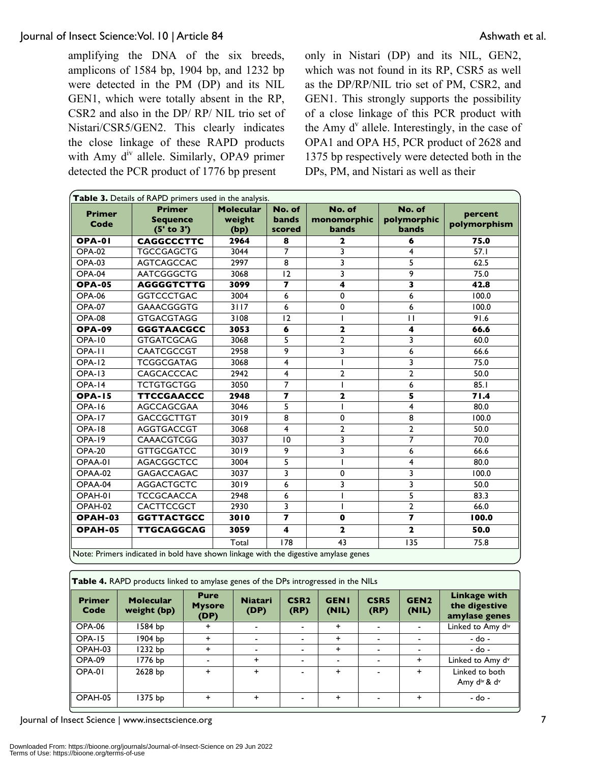amplifying the DNA of the six breeds, amplicons of 1584 bp, 1904 bp, and 1232 bp were detected in the PM (DP) and its NIL GEN1, which were totally absent in the RP, CSR2 and also in the DP/ RP/ NIL trio set of Nistari/CSR5/GEN2. This clearly indicates the close linkage of these RAPD products with Amy $d^{iv}$ allele. Similarly, OPA9 primer detected the PCR product of 1776 bp present only in Nistari (DP) and its NIL, GEN2, which was not found in its RP, CSR5 as well as the DP/RP/NIL trio set of PM, CSR2, and GEN1. This strongly supports the possibility of a close linkage of this PCR product with the Amy $d^{v}$ allele. Interestingly, in the case of OPA1 and OPA H5, PCR product of 2628 and 1375 bp respectively were detected both in the DPs, PM, and Nistari as well as their

**Table 3.** Details of RAPD primers used in the analysis.

| Primer Code | Primer Sequence (5' to 3') | Molecular weight (bp) | No. of bands scored | No. of monomorphic bands | No. of polymorphic bands | percent polymorphism |
|---|---|---|---|---|---|---|
| **OPA-01** | **CAGGCCCTTC** | **2964** | **8** | **2** | **6** | **75.0** |
| OPA-02 | TGCCGAGCTG | 3044 | 7 | 3 | 4 | 57.1 |
| OPA-03 | AGTCAGCCAC | 2997 | 8 | 3 | 5 | 62.5 |
| OPA-04 | AATCGGGCTG | 3068 | 12 | 3 | 9 | 75.0 |
| **OPA-05** | **AGGGGTCTTG** | **3099** | **7** | **4** | **3** | **42.8** |
| OPA-06 | GGTCCCTGAC | 3004 | 6 | 0 | 6 | 100.0 |
| OPA-07 | GAAACGGGTG | 3117 | 6 | 0 | 6 | 100.0 |
| OPA-08 | GTGACGTAGG | 3108 | 12 | 1 | 11 | 91.6 |
| **OPA-09** | **GGGTAACGCC** | **3053** | **6** | **2** | **4** | **66.6** |
| OPA-10 | GTGATCGCAG | 3068 | 5 | 2 | 3 | 60.0 |
| OPA-11 | CAATCGCCGT | 2958 | 9 | 3 | 6 | 66.6 |
| OPA-12 | TCGGCGATAG | 3068 | 4 | 1 | 3 | 75.0 |
| OPA-13 | CAGCACCCAC | 2942 | 4 | 2 | 2 | 50.0 |
| OPA-14 | TCTGTGCTGG | 3050 | 7 | 1 | 6 | 85.1 |
| **OPA-15** | **TTCCGAACCC** | **2948** | **7** | **2** | **5** | **71.4** |
| OPA-16 | AGCCAGCGAA | 3046 | 5 | 1 | 4 | 80.0 |
| OPA-17 | GACCGCTTGT | 3019 | 8 | 0 | 8 | 100.0 |
| OPA-18 | AGGTGACCGT | 3068 | 4 | 2 | 2 | 50.0 |
| OPA-19 | CAAACGTCGG | 3037 | 10 | 3 | 7 | 70.0 |
| OPA-20 | GTTGCGATCC | 3019 | 9 | 3 | 6 | 66.6 |
| OPAA-01 | AGACGGCTCC | 3004 | 5 | 1 | 4 | 80.0 |
| OPAA-02 | GAGACCAGAC | 3037 | 3 | 0 | 3 | 100.0 |
| OPAA-04 | AGGACTGCTC | 3019 | 6 | 3 | 3 | 50.0 |
| OPAH-01 | TCCGCAACCA | 2948 | 6 | 1 | 5 | 83.3 |
| OPAH-02 | CACTTCCGCT | 2930 | 3 | 1 | 2 | 66.0 |
| **OPAH-03** | **GGTTACTGCC** | **3010** | **7** | **0** | **7** | **100.0** |
| **OPAH-05** | **TTGCAGGCAG** | **3059** | **4** | **2** | **2** | **50.0** |
| | | Total | 178 | 43 | 135 | 75.8 |

Note: Primers indicated in bold have shown linkage with the digestive amylase genes

**Table 4.** RAPD products linked to amylase genes of the DPs introgressed in the NILs

| Primer Code | Molecular weight (bp) | Pure Mysore (DP) | Niatari (DP) | CSR2 (RP) | GEN1 (NIL) | CSR5 (RP) | GEN2 (NIL) | Linkage with the digestive amylase genes |
|---|---|---|---|---|---|---|---|---|
| OPA-06 | 1584 bp | + | - | - | + | - | - | Linked to Amy $d^{iv}$ |
| OPA-15 | 1904 bp | + | - | - | + | - | - | - do - |
| OPAH-03 | 1232 bp | + | - | - | + | - | - | - do - |
| OPA-09 | 1776 bp | - | + | - | - | - | + | Linked to Amy $d^{v}$ |
| OPA-01 | 2628 bp | + | + | - | + | - | + | Linked to both Amy $d^{iv}$ & $d^{v}$ |
| OPAH-05 | 1375 bp | + | + | - | + | - | + | - do - |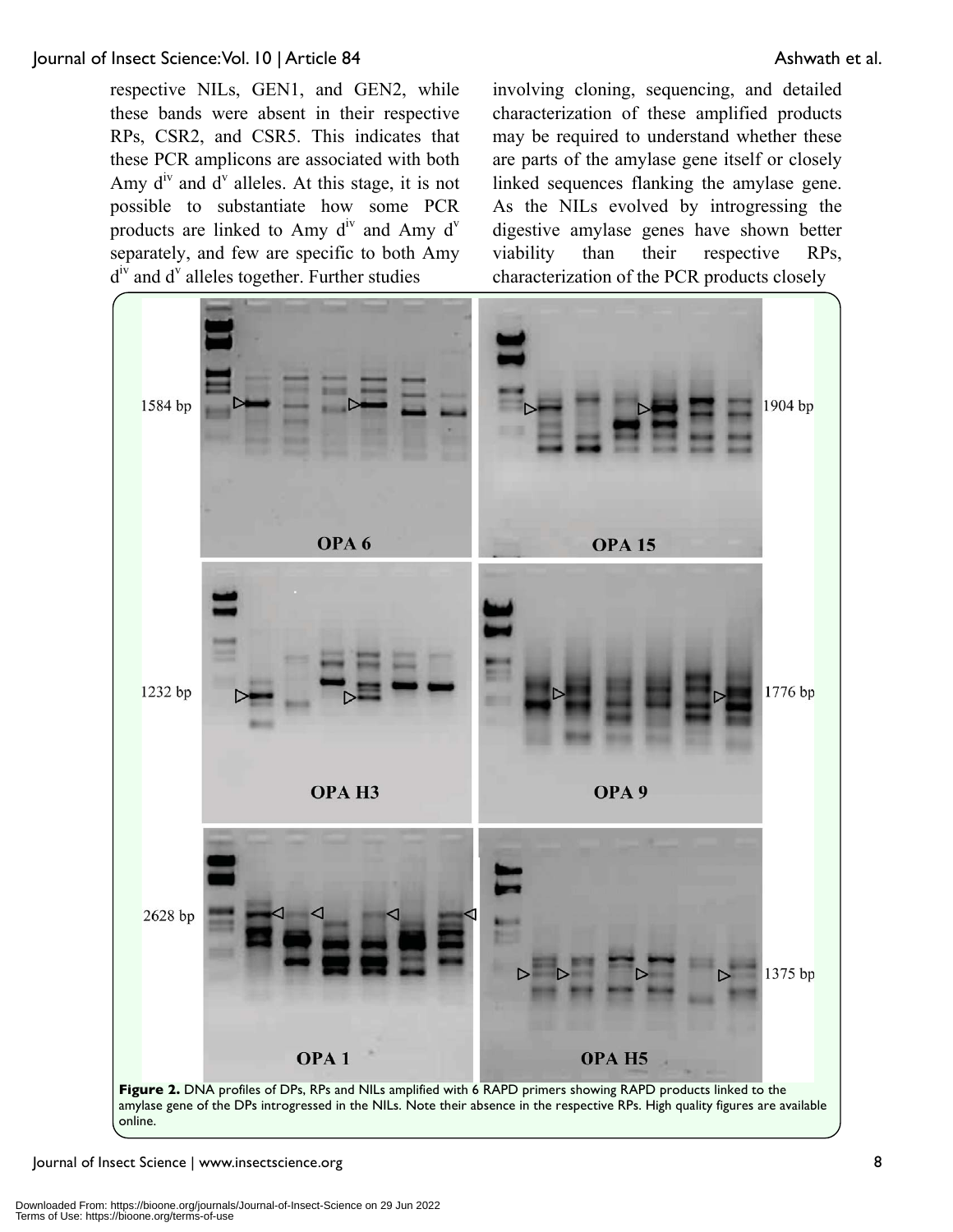respective NILs, GEN1, and GEN2, while these bands were absent in their respective RPs, CSR2, and CSR5. This indicates that these PCR amplicons are associated with both Amy $d^{iv}$ and $d^{v}$ alleles. At this stage, it is not possible to substantiate how some PCR products are linked to Amy $d^{iv}$ and Amy $d^{v}$ separately, and few are specific to both Amy $d^{iv}$ and $d^{v}$ alleles together. Further studies involving cloning, sequencing, and detailed characterization of these amplified products may be required to understand whether these are parts of the amylase gene itself or closely linked sequences flanking the amylase gene. As the NILs evolved by introgressing the digestive amylase genes have shown better viability than their respective RPs, characterization of the PCR products closely

**Figure 2.** DNA profiles of DPs, RPs and NILs amplified with 6 RAPD primers showing RAPD products linked to the amylase gene of the DPs introgressed in the NILs. Note their absence in the respective RPs. High quality figures are available online.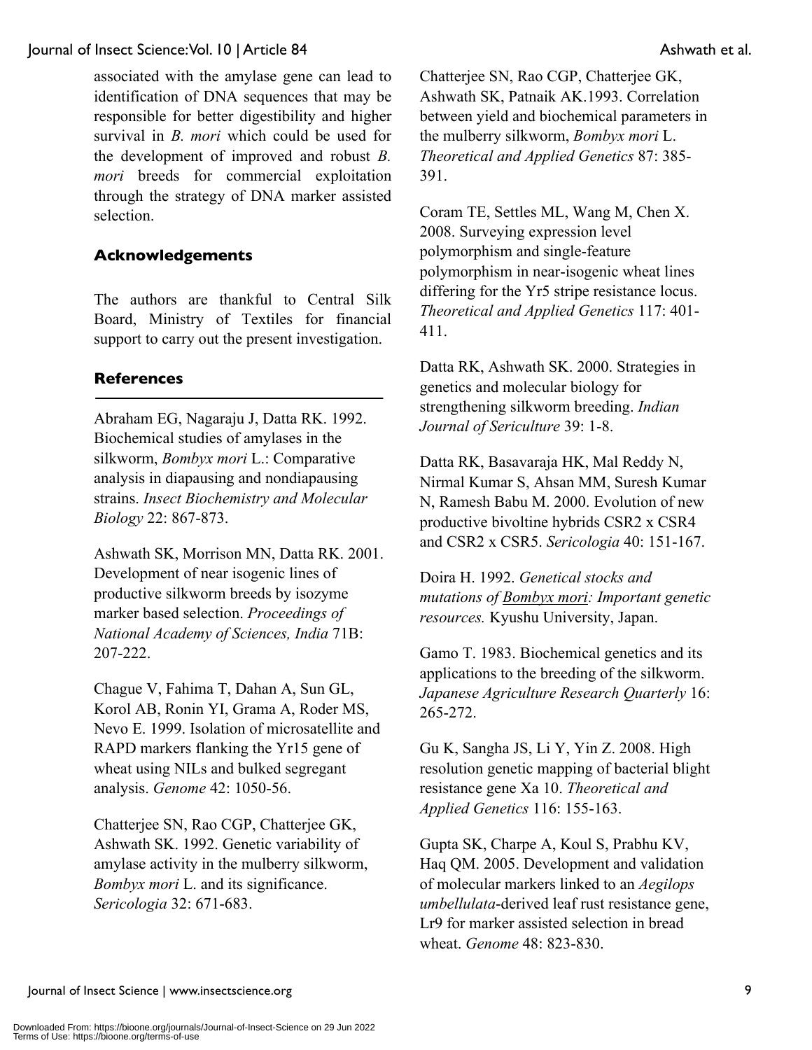associated with the amylase gene can lead to identification of DNA sequences that may be responsible for better digestibility and higher survival in *B. mori* which could be used for the development of improved and robust *B. mori* breeds for commercial exploitation through the strategy of DNA marker assisted selection.

## Acknowledgements

The authors are thankful to Central Silk Board, Ministry of Textiles for financial support to carry out the present investigation.

## References

Abraham EG, Nagaraju J, Datta RK. 1992. Biochemical studies of amylases in the silkworm, *Bombyx mori* L.: Comparative analysis in diapausing and nondiapausing strains. *Insect Biochemistry and Molecular Biology* 22: 867-873.

Ashwath SK, Morrison MN, Datta RK. 2001. Development of near isogenic lines of productive silkworm breeds by isozyme marker based selection. *Proceedings of National Academy of Sciences, India* 71B: 207-222.

Chague V, Fahima T, Dahan A, Sun GL, Korol AB, Ronin YI, Grama A, Roder MS, Nevo E. 1999. Isolation of microsatellite and RAPD markers flanking the Yr15 gene of wheat using NILs and bulked segregant analysis. *Genome* 42: 1050-56.

Chatterjee SN, Rao CGP, Chatterjee GK, Ashwath SK. 1992. Genetic variability of amylase activity in the mulberry silkworm, *Bombyx mori* L. and its significance. *Sericologia* 32: 671-683.

Chatterjee SN, Rao CGP, Chatterjee GK, Ashwath SK, Patnaik AK.1993. Correlation between yield and biochemical parameters in the mulberry silkworm, *Bombyx mori* L. *Theoretical and Applied Genetics* 87: 385-391.

Coram TE, Settles ML, Wang M, Chen X. 2008. Surveying expression level polymorphism and single-feature polymorphism in near-isogenic wheat lines differing for the Yr5 stripe resistance locus. *Theoretical and Applied Genetics* 117: 401-411.

Datta RK, Ashwath SK. 2000. Strategies in genetics and molecular biology for strengthening silkworm breeding. *Indian Journal of Sericulture* 39: 1-8.

Datta RK, Basavaraja HK, Mal Reddy N, Nirmal Kumar S, Ahsan MM, Suresh Kumar N, Ramesh Babu M. 2000. Evolution of new productive bivoltine hybrids CSR2 x CSR4 and CSR2 x CSR5. *Sericologia* 40: 151-167.

Doira H. 1992. *Genetical stocks and mutations of Bombyx mori: Important genetic resources.* Kyushu University, Japan.

Gamo T. 1983. Biochemical genetics and its applications to the breeding of the silkworm. *Japanese Agriculture Research Quarterly* 16: 265-272.

Gu K, Sangha JS, Li Y, Yin Z. 2008. High resolution genetic mapping of bacterial blight resistance gene Xa 10. *Theoretical and Applied Genetics* 116: 155-163.

Gupta SK, Charpe A, Koul S, Prabhu KV, Haq QM. 2005. Development and validation of molecular markers linked to an *Aegilops umbellulata*-derived leaf rust resistance gene, Lr9 for marker assisted selection in bread wheat. *Genome* 48: 823-830.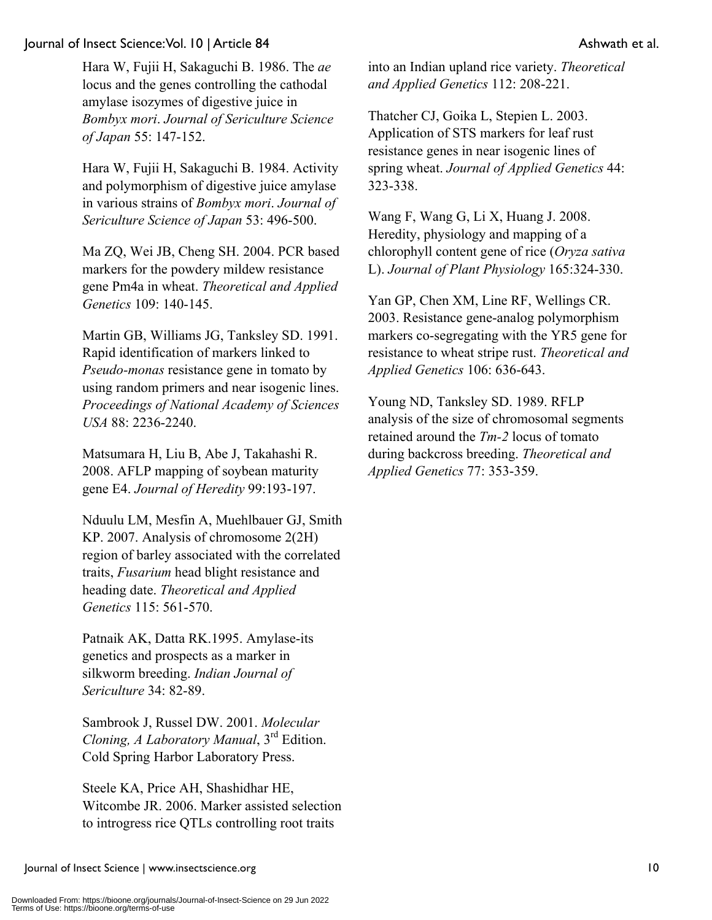Hara W, Fujii H, Sakaguchi B. 1986. The *ae* locus and the genes controlling the cathodal amylase isozymes of digestive juice in *Bombyx mori*. *Journal of Sericulture Science of Japan* 55: 147-152.

Hara W, Fujii H, Sakaguchi B. 1984. Activity and polymorphism of digestive juice amylase in various strains of *Bombyx mori*. *Journal of Sericulture Science of Japan* 53: 496-500.

Ma ZQ, Wei JB, Cheng SH. 2004. PCR based markers for the powdery mildew resistance gene Pm4a in wheat. *Theoretical and Applied Genetics* 109: 140-145.

Martin GB, Williams JG, Tanksley SD. 1991. Rapid identification of markers linked to *Pseudo-monas* resistance gene in tomato by using random primers and near isogenic lines. *Proceedings of National Academy of Sciences USA* 88: 2236-2240.

Matsumara H, Liu B, Abe J, Takahashi R. 2008. AFLP mapping of soybean maturity gene E4. *Journal of Heredity* 99:193-197.

Nduulu LM, Mesfin A, Muehlbauer GJ, Smith KP. 2007. Analysis of chromosome 2(2H) region of barley associated with the correlated traits, *Fusarium* head blight resistance and heading date. *Theoretical and Applied Genetics* 115: 561-570.

Patnaik AK, Datta RK.1995. Amylase-its genetics and prospects as a marker in silkworm breeding. *Indian Journal of Sericulture* 34: 82-89.

Sambrook J, Russel DW. 2001. *Molecular Cloning, A Laboratory Manual*, 3rd Edition. Cold Spring Harbor Laboratory Press.

Steele KA, Price AH, Shashidhar HE, Witcombe JR. 2006. Marker assisted selection to introgress rice QTLs controlling root traits into an Indian upland rice variety. *Theoretical and Applied Genetics* 112: 208-221.

Thatcher CJ, Goika L, Stepien L. 2003. Application of STS markers for leaf rust resistance genes in near isogenic lines of spring wheat. *Journal of Applied Genetics* 44: 323-338.

Wang F, Wang G, Li X, Huang J. 2008. Heredity, physiology and mapping of a chlorophyll content gene of rice (*Oryza sativa* L). *Journal of Plant Physiology* 165:324-330.

Yan GP, Chen XM, Line RF, Wellings CR. 2003. Resistance gene-analog polymorphism markers co-segregating with the YR5 gene for resistance to wheat stripe rust. *Theoretical and Applied Genetics* 106: 636-643.

Young ND, Tanksley SD. 1989. RFLP analysis of the size of chromosomal segments retained around the *Tm-2* locus of tomato during backcross breeding. *Theoretical and Applied Genetics* 77: 353-359.